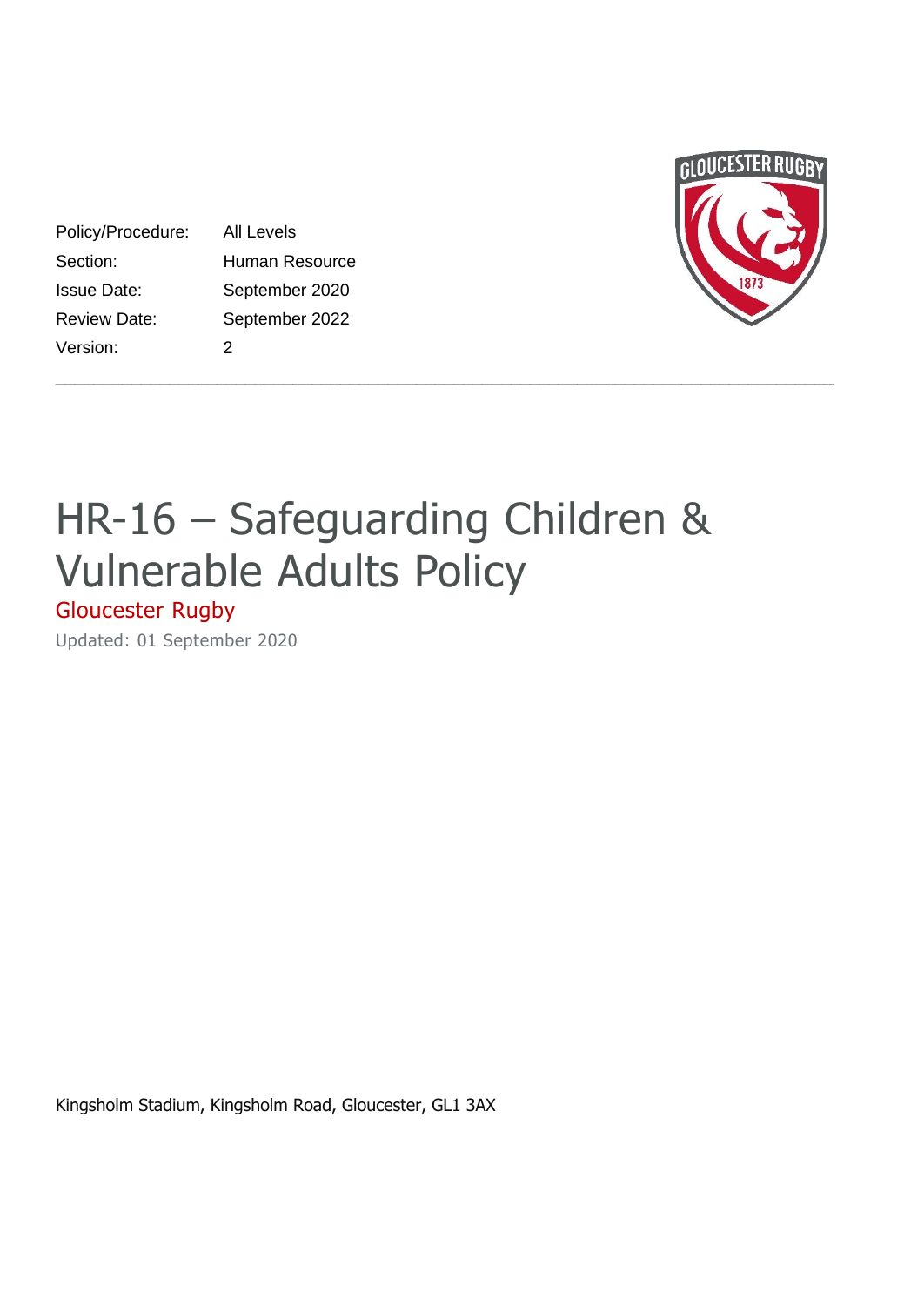| Policy/Procedure: | All Levels |
|---|---|
| Section: | Human Resource |
| Issue Date: | September 2020 |
| Review Date: | September 2022 |
| Version: | 2 |

# HR-16 – Safeguarding Children & Vulnerable Adults Policy

## Gloucester Rugby

Updated: 01 September 2020

Kingsholm Stadium, Kingsholm Road, Gloucester, GL1 3AX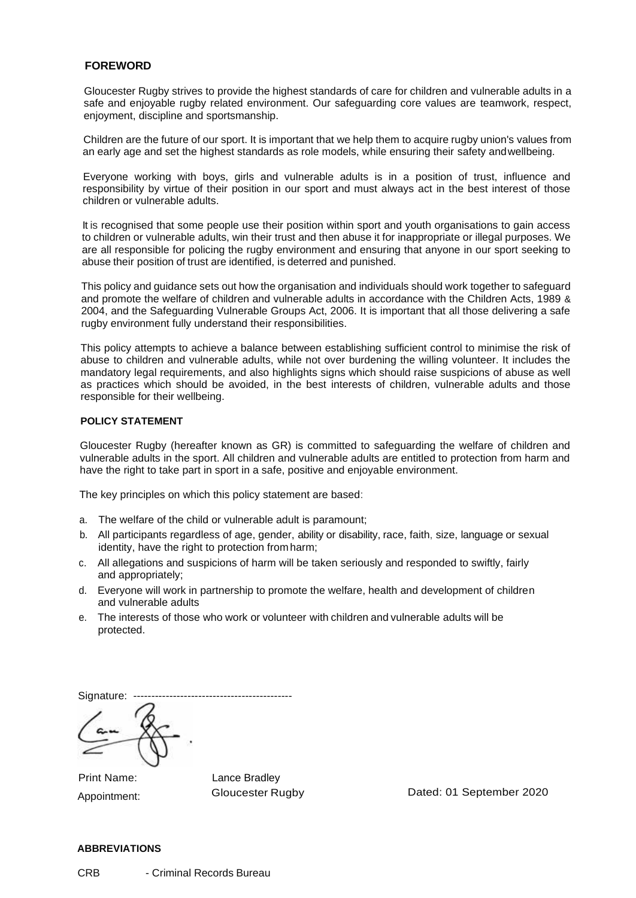## FOREWORD

Gloucester Rugby strives to provide the highest standards of care for children and vulnerable adults in a safe and enjoyable rugby related environment. Our safeguarding core values are teamwork, respect, enjoyment, discipline and sportsmanship.

Children are the future of our sport. It is important that we help them to acquire rugby union's values from an early age and set the highest standards as role models, while ensuring their safety andwellbeing.

Everyone working with boys, girls and vulnerable adults is in a position of trust, influence and responsibility by virtue of their position in our sport and must always act in the best interest of those children or vulnerable adults.

It is recognised that some people use their position within sport and youth organisations to gain access to children or vulnerable adults, win their trust and then abuse it for inappropriate or illegal purposes. We are all responsible for policing the rugby environment and ensuring that anyone in our sport seeking to abuse their position of trust are identified, is deterred and punished.

This policy and guidance sets out how the organisation and individuals should work together to safeguard and promote the welfare of children and vulnerable adults in accordance with the Children Acts, 1989 & 2004, and the Safeguarding Vulnerable Groups Act, 2006. It is important that all those delivering a safe rugby environment fully understand their responsibilities.

This policy attempts to achieve a balance between establishing sufficient control to minimise the risk of abuse to children and vulnerable adults, while not over burdening the willing volunteer. It includes the mandatory legal requirements, and also highlights signs which should raise suspicions of abuse as well as practices which should be avoided, in the best interests of children, vulnerable adults and those responsible for their wellbeing.

### POLICY STATEMENT

Gloucester Rugby (hereafter known as GR) is committed to safeguarding the welfare of children and vulnerable adults in the sport. All children and vulnerable adults are entitled to protection from harm and have the right to take part in sport in a safe, positive and enjoyable environment.

The key principles on which this policy statement are based:

a. The welfare of the child or vulnerable adult is paramount;
b. All participants regardless of age, gender, ability or disability, race, faith, size, language or sexual identity, have the right to protection fromharm;
c. All allegations and suspicions of harm will be taken seriously and responded to swiftly, fairly and appropriately;
d. Everyone will work in partnership to promote the welfare, health and development of children and vulnerable adults
e. The interests of those who work or volunteer with children and vulnerable adults will be protected.

Signature: --------------------------------------------

Print Name: Lance Bradley

Appointment: Gloucester Rugby

Dated: 01 September 2020

### ABBREVIATIONS

CRB - Criminal Records Bureau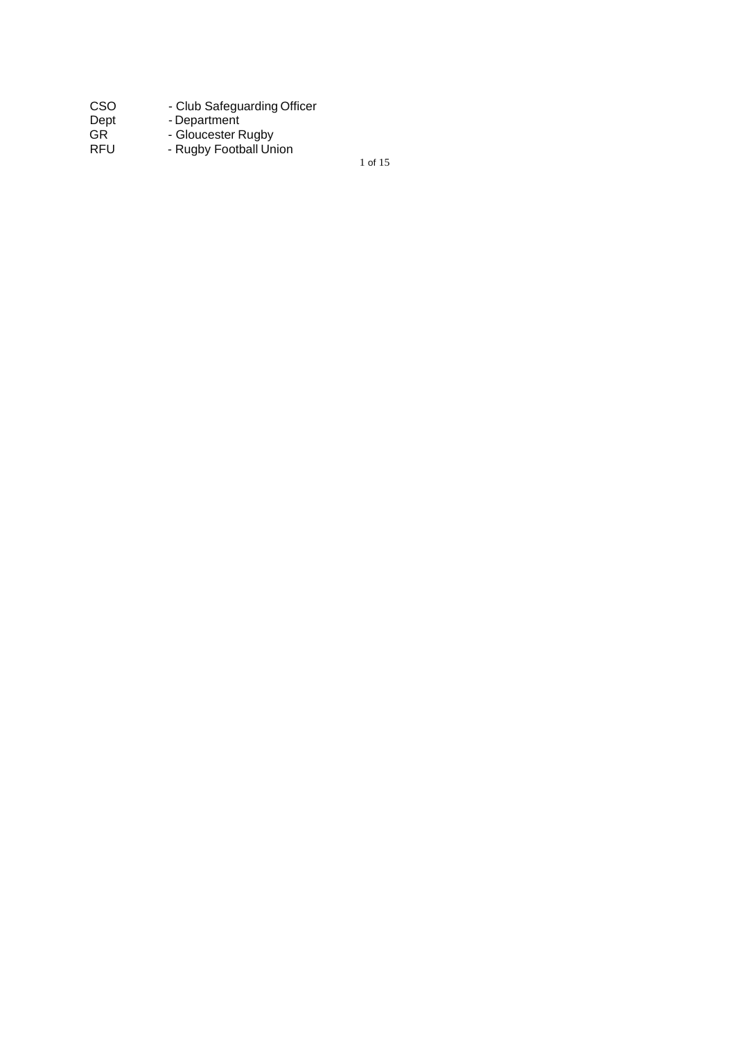| | |
|---|---|
| CSO | - Club Safeguarding Officer |
| Dept | - Department |
| GR | - Gloucester Rugby |
| RFU | - Rugby Football Union |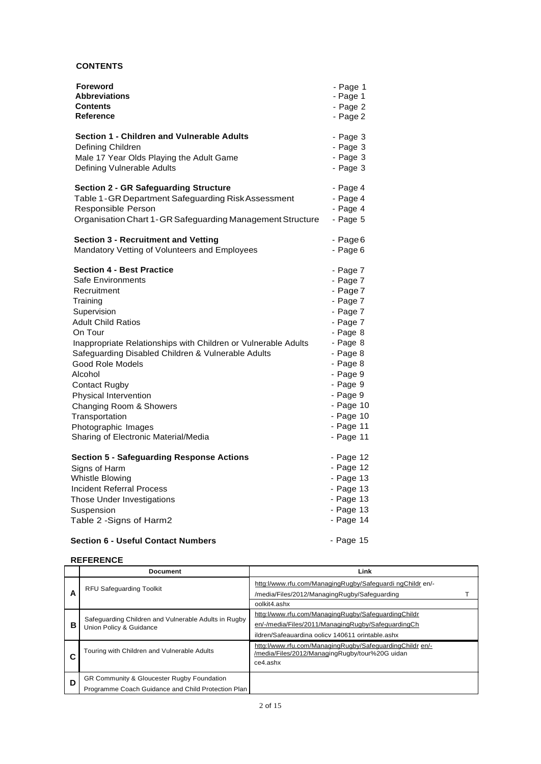## CONTENTS

| | |
|---|---|
| **Foreword** | - Page 1 |
| **Abbreviations** | - Page 1 |
| **Contents** | - Page 2 |
| **Reference** | - Page 2 |
| **Section 1 - Children and Vulnerable Adults** | - Page 3 |
| Defining Children | - Page 3 |
| Male 17 Year Olds Playing the Adult Game | - Page 3 |
| Defining Vulnerable Adults | - Page 3 |
| **Section 2 - GR Safeguarding Structure** | - Page 4 |
| Table 1 - GR Department Safeguarding Risk Assessment | - Page 4 |
| Responsible Person | - Page 4 |
| Organisation Chart 1 - GR Safeguarding Management Structure | - Page 5 |
| **Section 3 - Recruitment and Vetting** | - Page 6 |
| Mandatory Vetting of Volunteers and Employees | - Page 6 |
| **Section 4 - Best Practice** | - Page 7 |
| Safe Environments | - Page 7 |
| Recruitment | - Page 7 |
| Training | - Page 7 |
| Supervision | - Page 7 |
| Adult Child Ratios | - Page 7 |
| On Tour | - Page 8 |
| Inappropriate Relationships with Children or Vulnerable Adults | - Page 8 |
| Safeguarding Disabled Children & Vulnerable Adults | - Page 8 |
| Good Role Models | - Page 8 |
| Alcohol | - Page 9 |
| Contact Rugby | - Page 9 |
| Physical Intervention | - Page 9 |
| Changing Room & Showers | - Page 10 |
| Transportation | - Page 10 |
| Photographic Images | - Page 11 |
| Sharing of Electronic Material/Media | - Page 11 |
| **Section 5 - Safeguarding Response Actions** | - Page 12 |
| Signs of Harm | - Page 12 |
| Whistle Blowing | - Page 13 |
| Incident Referral Process | - Page 13 |
| Those Under Investigations | - Page 13 |
| Suspension | - Page 13 |
| Table 2 -Signs of Harm2 | - Page 14 |
| **Section 6 - Useful Contact Numbers** | - Page 15 |

## REFERENCE

| | Document | Link |
|---|---|---|
| A | RFU Safeguarding Toolkit | httg:l/www.rfu.com/ManagingRugby/Safeguardi ngChildr en/-/media/Files/2012/ManagingRugby/Safeguarding T oolkit4.ashx |
| B | Safeguarding Children and Vulnerable Adults in Rugby Union Policy & Guidance | httg:l/www.rfu.com/ManagingRugby/SafeguardingChildr en/-/media/Files/2011/ManagingRugby/SafeguardingCh ildren/Safeauardina oolicv 140611 orintable.ashx |
| C | Touring with Children and Vulnerable Adults | httg:l/www.rfu.com/ManagingRugby/SafeguardingChildr en/-/media/Files/2012/ManagingRugby/tour%20G uidan ce4.ashx |
| D | GR Community & Gloucester Rugby Foundation Programme Coach Guidance and Child Protection Plan | |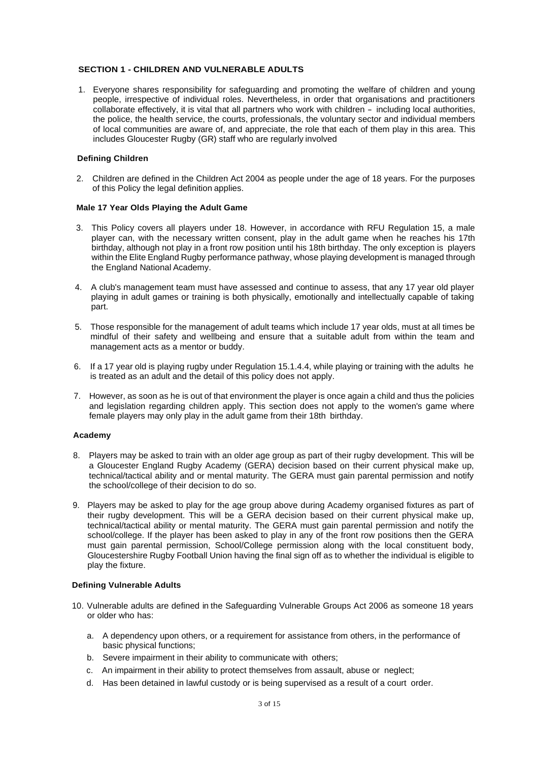## SECTION 1 - CHILDREN AND VULNERABLE ADULTS

1. Everyone shares responsibility for safeguarding and promoting the welfare of children and young people, irrespective of individual roles. Nevertheless, in order that organisations and practitioners collaborate effectively, it is vital that all partners who work with children – including local authorities, the police, the health service, the courts, professionals, the voluntary sector and individual members of local communities are aware of, and appreciate, the role that each of them play in this area. This includes Gloucester Rugby (GR) staff who are regularly involved

### Defining Children

2. Children are defined in the Children Act 2004 as people under the age of 18 years. For the purposes of this Policy the legal definition applies.

### Male 17 Year Olds Playing the Adult Game

3. This Policy covers all players under 18. However, in accordance with RFU Regulation 15, a male player can, with the necessary written consent, play in the adult game when he reaches his 17th birthday, although not play in a front row position until his 18th birthday. The only exception is players within the Elite England Rugby performance pathway, whose playing development is managed through the England National Academy.

4. A club's management team must have assessed and continue to assess, that any 17 year old player playing in adult games or training is both physically, emotionally and intellectually capable of taking part.

5. Those responsible for the management of adult teams which include 17 year olds, must at all times be mindful of their safety and wellbeing and ensure that a suitable adult from within the team and management acts as a mentor or buddy.

6. If a 17 year old is playing rugby under Regulation 15.1.4.4, while playing or training with the adults he is treated as an adult and the detail of this policy does not apply.

7. However, as soon as he is out of that environment the player is once again a child and thus the policies and legislation regarding children apply. This section does not apply to the women's game where female players may only play in the adult game from their 18th birthday.

### Academy

8. Players may be asked to train with an older age group as part of their rugby development. This will be a Gloucester England Rugby Academy (GERA) decision based on their current physical make up, technical/tactical ability and or mental maturity. The GERA must gain parental permission and notify the school/college of their decision to do so.

9. Players may be asked to play for the age group above during Academy organised fixtures as part of their rugby development. This will be a GERA decision based on their current physical make up, technical/tactical ability or mental maturity. The GERA must gain parental permission and notify the school/college. If the player has been asked to play in any of the front row positions then the GERA must gain parental permission, School/College permission along with the local constituent body, Gloucestershire Rugby Football Union having the final sign off as to whether the individual is eligible to play the fixture.

### Defining Vulnerable Adults

10. Vulnerable adults are defined in the Safeguarding Vulnerable Groups Act 2006 as someone 18 years or older who has:

    a. A dependency upon others, or a requirement for assistance from others, in the performance of basic physical functions;
    b. Severe impairment in their ability to communicate with others;
    c. An impairment in their ability to protect themselves from assault, abuse or neglect;
    d. Has been detained in lawful custody or is being supervised as a result of a court order.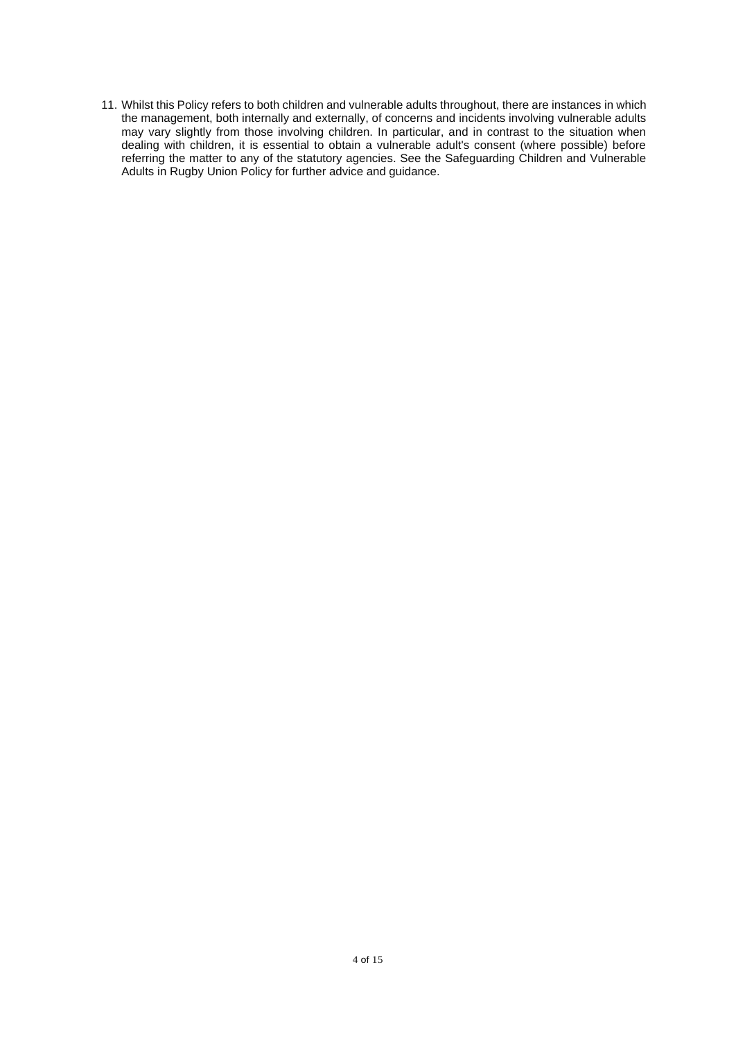11. Whilst this Policy refers to both children and vulnerable adults throughout, there are instances in which the management, both internally and externally, of concerns and incidents involving vulnerable adults may vary slightly from those involving children. In particular, and in contrast to the situation when dealing with children, it is essential to obtain a vulnerable adult's consent (where possible) before referring the matter to any of the statutory agencies. See the Safeguarding Children and Vulnerable Adults in Rugby Union Policy for further advice and guidance.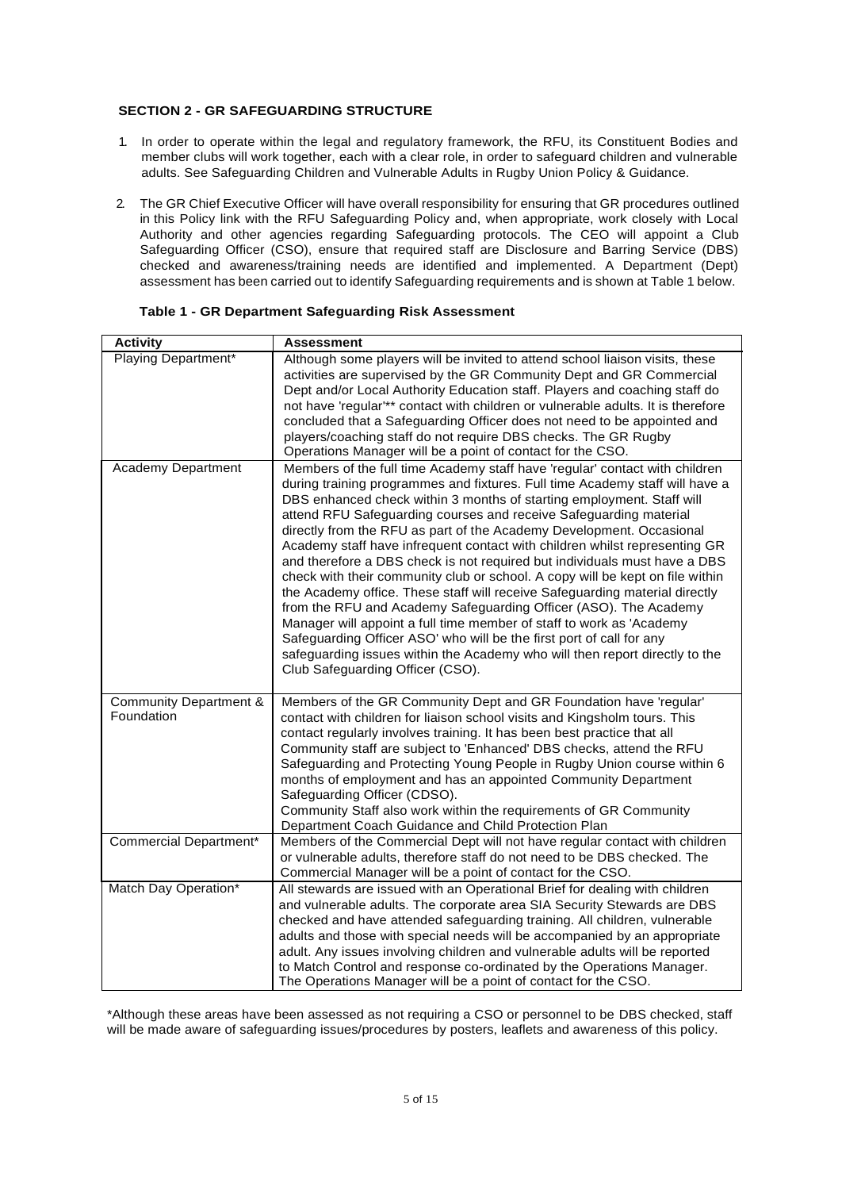## SECTION 2 - GR SAFEGUARDING STRUCTURE

1. In order to operate within the legal and regulatory framework, the RFU, its Constituent Bodies and member clubs will work together, each with a clear role, in order to safeguard children and vulnerable adults. See Safeguarding Children and Vulnerable Adults in Rugby Union Policy & Guidance.

2. The GR Chief Executive Officer will have overall responsibility for ensuring that GR procedures outlined in this Policy link with the RFU Safeguarding Policy and, when appropriate, work closely with Local Authority and other agencies regarding Safeguarding protocols. The CEO will appoint a Club Safeguarding Officer (CSO), ensure that required staff are Disclosure and Barring Service (DBS) checked and awareness/training needs are identified and implemented. A Department (Dept) assessment has been carried out to identify Safeguarding requirements and is shown at Table 1 below.

**Table 1 - GR Department Safeguarding Risk Assessment**

| Activity | Assessment |
|---|---|
| Playing Department* | Although some players will be invited to attend school liaison visits, these activities are supervised by the GR Community Dept and GR Commercial Dept and/or Local Authority Education staff. Players and coaching staff do not have 'regular'** contact with children or vulnerable adults. It is therefore concluded that a Safeguarding Officer does not need to be appointed and players/coaching staff do not require DBS checks. The GR Rugby Operations Manager will be a point of contact for the CSO. |
| Academy Department | Members of the full time Academy staff have 'regular' contact with children during training programmes and fixtures. Full time Academy staff will have a DBS enhanced check within 3 months of starting employment. Staff will attend RFU Safeguarding courses and receive Safeguarding material directly from the RFU as part of the Academy Development. Occasional Academy staff have infrequent contact with children whilst representing GR and therefore a DBS check is not required but individuals must have a DBS check with their community club or school. A copy will be kept on file within the Academy office. These staff will receive Safeguarding material directly from the RFU and Academy Safeguarding Officer (ASO). The Academy Manager will appoint a full time member of staff to work as 'Academy Safeguarding Officer ASO' who will be the first port of call for any safeguarding issues within the Academy who will then report directly to the Club Safeguarding Officer (CSO). |
| Community Department & Foundation | Members of the GR Community Dept and GR Foundation have 'regular' contact with children for liaison school visits and Kingsholm tours. This contact regularly involves training. It has been best practice that all Community staff are subject to 'Enhanced' DBS checks, attend the RFU Safeguarding and Protecting Young People in Rugby Union course within 6 months of employment and has an appointed Community Department Safeguarding Officer (CDSO).<br>Community Staff also work within the requirements of GR Community Department Coach Guidance and Child Protection Plan |
| Commercial Department* | Members of the Commercial Dept will not have regular contact with children or vulnerable adults, therefore staff do not need to be DBS checked. The Commercial Manager will be a point of contact for the CSO. |
| Match Day Operation* | All stewards are issued with an Operational Brief for dealing with children and vulnerable adults. The corporate area SIA Security Stewards are DBS checked and have attended safeguarding training. All children, vulnerable adults and those with special needs will be accompanied by an appropriate adult. Any issues involving children and vulnerable adults will be reported to Match Control and response co-ordinated by the Operations Manager. The Operations Manager will be a point of contact for the CSO. |

*Although these areas have been assessed as not requiring a CSO or personnel to be DBS checked, staff will be made aware of safeguarding issues/procedures by posters, leaflets and awareness of this policy.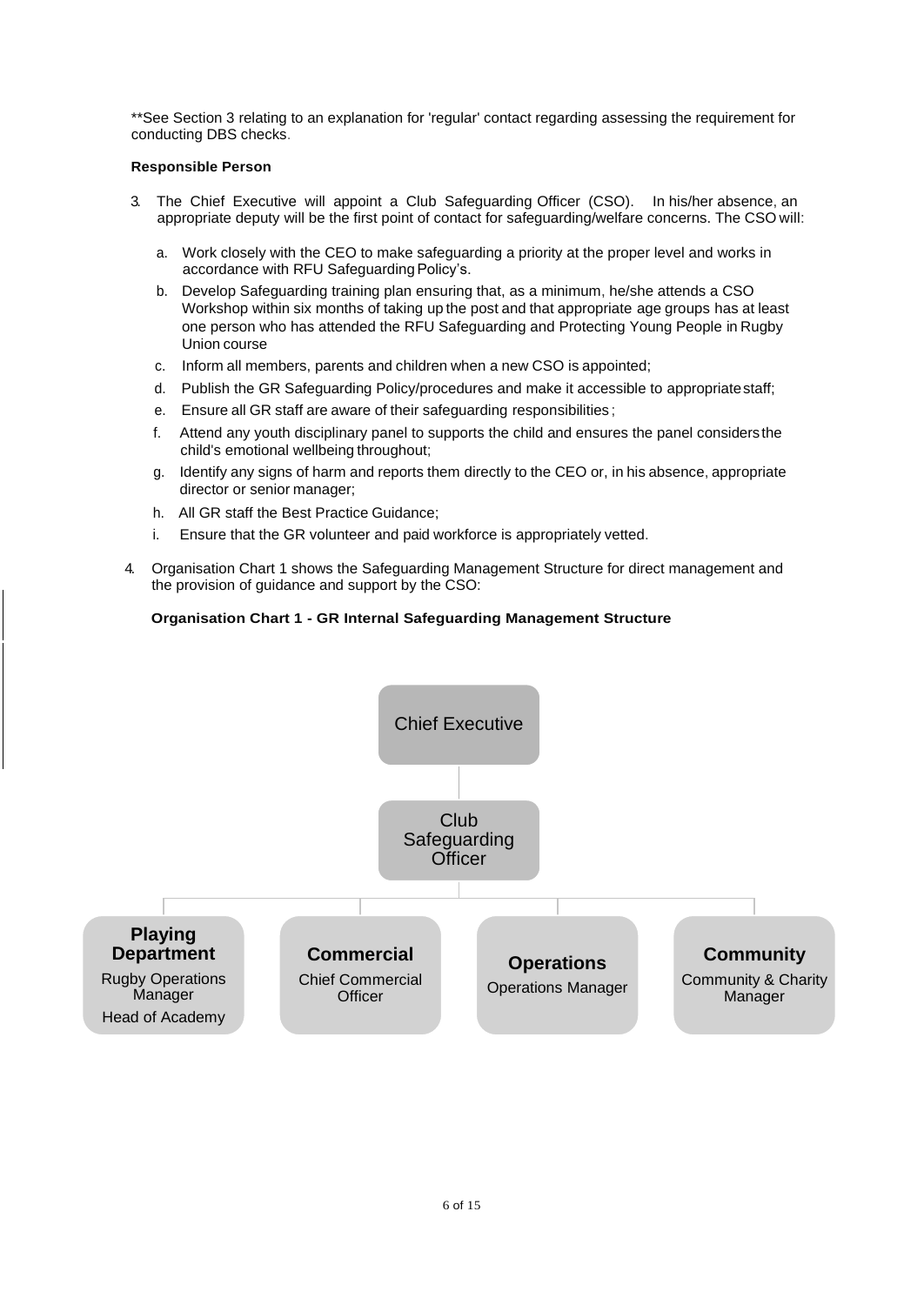**See Section 3 relating to an explanation for 'regular' contact regarding assessing the requirement for conducting DBS checks.

**Responsible Person**

3. The Chief Executive will appoint a Club Safeguarding Officer (CSO). In his/her absence, an appropriate deputy will be the first point of contact for safeguarding/welfare concerns. The CSO will:

   a. Work closely with the CEO to make safeguarding a priority at the proper level and works in accordance with RFU Safeguarding Policy's.
   b. Develop Safeguarding training plan ensuring that, as a minimum, he/she attends a CSO Workshop within six months of taking up the post and that appropriate age groups has at least one person who has attended the RFU Safeguarding and Protecting Young People in Rugby Union course
   c. Inform all members, parents and children when a new CSO is appointed;
   d. Publish the GR Safeguarding Policy/procedures and make it accessible to appropriate staff;
   e. Ensure all GR staff are aware of their safeguarding responsibilities;
   f. Attend any youth disciplinary panel to supports the child and ensures the panel considers the child's emotional wellbeing throughout;
   g. Identify any signs of harm and reports them directly to the CEO or, in his absence, appropriate director or senior manager;
   h. All GR staff the Best Practice Guidance;
   i. Ensure that the GR volunteer and paid workforce is appropriately vetted.

4. Organisation Chart 1 shows the Safeguarding Management Structure for direct management and the provision of guidance and support by the CSO:

**Organisation Chart 1 - GR Internal Safeguarding Management Structure**

- Chief Executive
  - Club Safeguarding Officer
    - **Playing Department**: Rugby Operations Manager; Head of Academy
    - **Commercial**: Chief Commercial Officer
    - **Operations**: Operations Manager
    - **Community**: Community & Charity Manager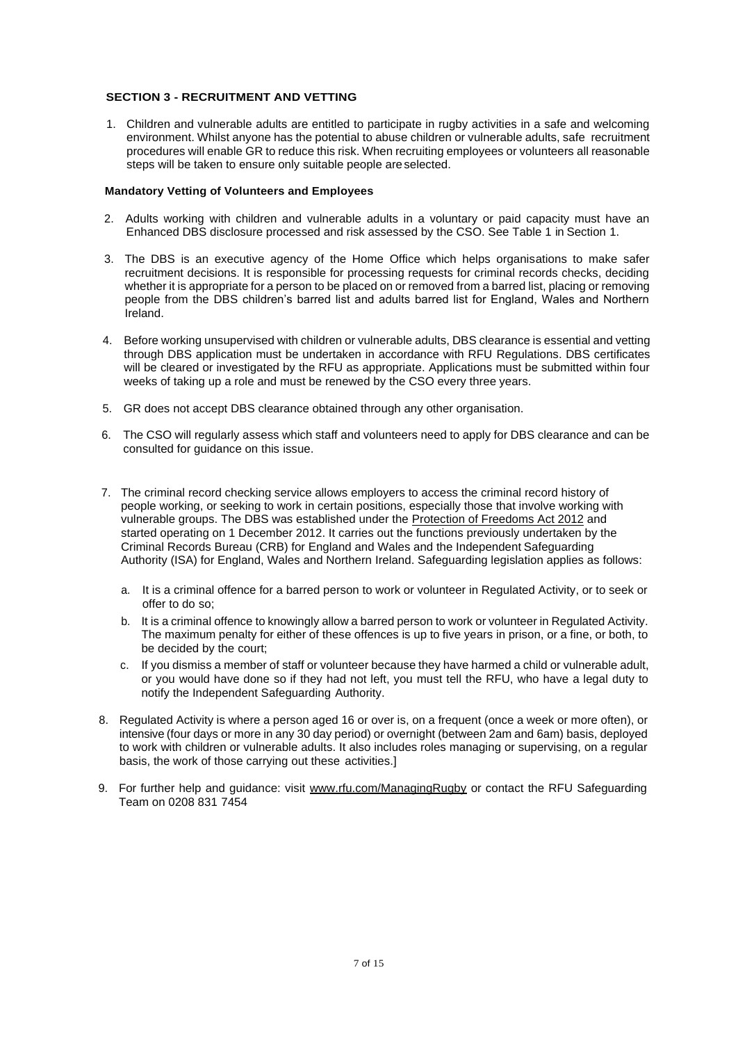## SECTION 3 - RECRUITMENT AND VETTING

1. Children and vulnerable adults are entitled to participate in rugby activities in a safe and welcoming environment. Whilst anyone has the potential to abuse children or vulnerable adults, safe recruitment procedures will enable GR to reduce this risk. When recruiting employees or volunteers all reasonable steps will be taken to ensure only suitable people are selected.

### Mandatory Vetting of Volunteers and Employees

2. Adults working with children and vulnerable adults in a voluntary or paid capacity must have an Enhanced DBS disclosure processed and risk assessed by the CSO. See Table 1 in Section 1.

3. The DBS is an executive agency of the Home Office which helps organisations to make safer recruitment decisions. It is responsible for processing requests for criminal records checks, deciding whether it is appropriate for a person to be placed on or removed from a barred list, placing or removing people from the DBS children's barred list and adults barred list for England, Wales and Northern Ireland.

4. Before working unsupervised with children or vulnerable adults, DBS clearance is essential and vetting through DBS application must be undertaken in accordance with RFU Regulations. DBS certificates will be cleared or investigated by the RFU as appropriate. Applications must be submitted within four weeks of taking up a role and must be renewed by the CSO every three years.

5. GR does not accept DBS clearance obtained through any other organisation.

6. The CSO will regularly assess which staff and volunteers need to apply for DBS clearance and can be consulted for guidance on this issue.

7. The criminal record checking service allows employers to access the criminal record history of people working, or seeking to work in certain positions, especially those that involve working with vulnerable groups. The DBS was established under the Protection of Freedoms Act 2012 and started operating on 1 December 2012. It carries out the functions previously undertaken by the Criminal Records Bureau (CRB) for England and Wales and the Independent Safeguarding Authority (ISA) for England, Wales and Northern Ireland. Safeguarding legislation applies as follows:

   a. It is a criminal offence for a barred person to work or volunteer in Regulated Activity, or to seek or offer to do so;

   b. It is a criminal offence to knowingly allow a barred person to work or volunteer in Regulated Activity. The maximum penalty for either of these offences is up to five years in prison, or a fine, or both, to be decided by the court;

   c. If you dismiss a member of staff or volunteer because they have harmed a child or vulnerable adult, or you would have done so if they had not left, you must tell the RFU, who have a legal duty to notify the Independent Safeguarding Authority.

8. Regulated Activity is where a person aged 16 or over is, on a frequent (once a week or more often), or intensive (four days or more in any 30 day period) or overnight (between 2am and 6am) basis, deployed to work with children or vulnerable adults. It also includes roles managing or supervising, on a regular basis, the work of those carrying out these activities.]

9. For further help and guidance: visit www.rfu.com/ManagingRugby or contact the RFU Safeguarding Team on 0208 831 7454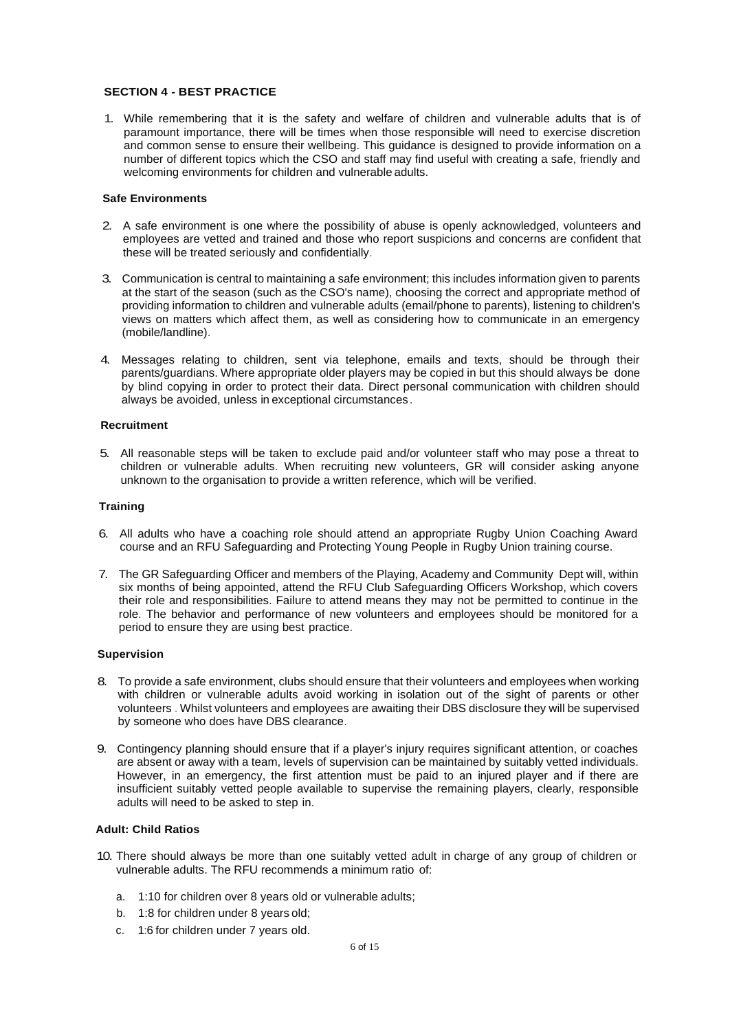## SECTION 4 - BEST PRACTICE

1. While remembering that it is the safety and welfare of children and vulnerable adults that is of paramount importance, there will be times when those responsible will need to exercise discretion and common sense to ensure their wellbeing. This guidance is designed to provide information on a number of different topics which the CSO and staff may find useful with creating a safe, friendly and welcoming environments for children and vulnerable adults.

### Safe Environments

2. A safe environment is one where the possibility of abuse is openly acknowledged, volunteers and employees are vetted and trained and those who report suspicions and concerns are confident that these will be treated seriously and confidentially.

3. Communication is central to maintaining a safe environment; this includes information given to parents at the start of the season (such as the CSO's name), choosing the correct and appropriate method of providing information to children and vulnerable adults (email/phone to parents), listening to children's views on matters which affect them, as well as considering how to communicate in an emergency (mobile/landline).

4. Messages relating to children, sent via telephone, emails and texts, should be through their parents/guardians. Where appropriate older players may be copied in but this should always be done by blind copying in order to protect their data. Direct personal communication with children should always be avoided, unless in exceptional circumstances.

### Recruitment

5. All reasonable steps will be taken to exclude paid and/or volunteer staff who may pose a threat to children or vulnerable adults. When recruiting new volunteers, GR will consider asking anyone unknown to the organisation to provide a written reference, which will be verified.

### Training

6. All adults who have a coaching role should attend an appropriate Rugby Union Coaching Award course and an RFU Safeguarding and Protecting Young People in Rugby Union training course.

7. The GR Safeguarding Officer and members of the Playing, Academy and Community Dept will, within six months of being appointed, attend the RFU Club Safeguarding Officers Workshop, which covers their role and responsibilities. Failure to attend means they may not be permitted to continue in the role. The behavior and performance of new volunteers and employees should be monitored for a period to ensure they are using best practice.

### Supervision

8. To provide a safe environment, clubs should ensure that their volunteers and employees when working with children or vulnerable adults avoid working in isolation out of the sight of parents or other volunteers . Whilst volunteers and employees are awaiting their DBS disclosure they will be supervised by someone who does have DBS clearance.

9. Contingency planning should ensure that if a player's injury requires significant attention, or coaches are absent or away with a team, levels of supervision can be maintained by suitably vetted individuals. However, in an emergency, the first attention must be paid to an injured player and if there are insufficient suitably vetted people available to supervise the remaining players, clearly, responsible adults will need to be asked to step in.

### Adult: Child Ratios

10. There should always be more than one suitably vetted adult in charge of any group of children or vulnerable adults. The RFU recommends a minimum ratio of:

    a. 1:10 for children over 8 years old or vulnerable adults;
    b. 1:8 for children under 8 years old;
    c. 1:6 for children under 7 years old.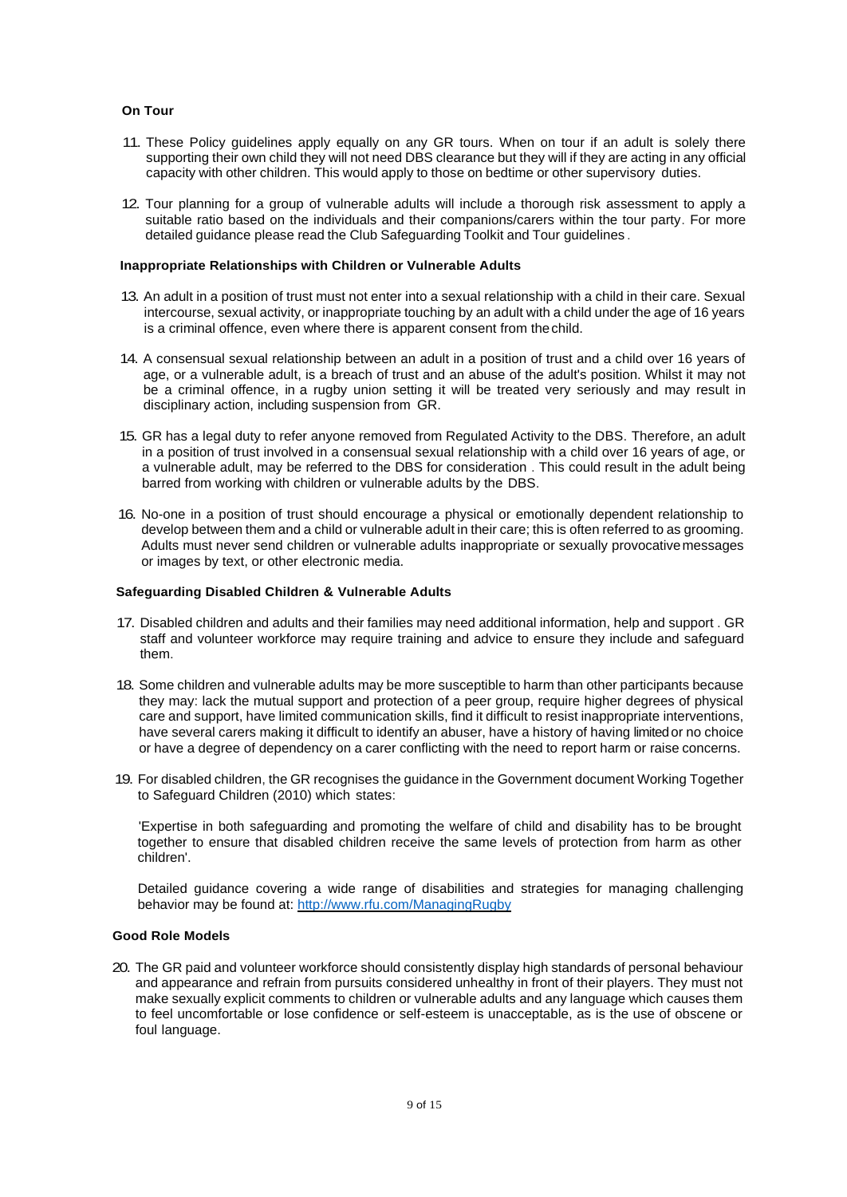**On Tour**

11. These Policy guidelines apply equally on any GR tours. When on tour if an adult is solely there supporting their own child they will not need DBS clearance but they will if they are acting in any official capacity with other children. This would apply to those on bedtime or other supervisory duties.

12. Tour planning for a group of vulnerable adults will include a thorough risk assessment to apply a suitable ratio based on the individuals and their companions/carers within the tour party. For more detailed guidance please read the Club Safeguarding Toolkit and Tour guidelines.

**Inappropriate Relationships with Children or Vulnerable Adults**

13. An adult in a position of trust must not enter into a sexual relationship with a child in their care. Sexual intercourse, sexual activity, or inappropriate touching by an adult with a child under the age of 16 years is a criminal offence, even where there is apparent consent from the child.

14. A consensual sexual relationship between an adult in a position of trust and a child over 16 years of age, or a vulnerable adult, is a breach of trust and an abuse of the adult's position. Whilst it may not be a criminal offence, in a rugby union setting it will be treated very seriously and may result in disciplinary action, including suspension from GR.

15. GR has a legal duty to refer anyone removed from Regulated Activity to the DBS. Therefore, an adult in a position of trust involved in a consensual sexual relationship with a child over 16 years of age, or a vulnerable adult, may be referred to the DBS for consideration. This could result in the adult being barred from working with children or vulnerable adults by the DBS.

16. No-one in a position of trust should encourage a physical or emotionally dependent relationship to develop between them and a child or vulnerable adult in their care; this is often referred to as grooming. Adults must never send children or vulnerable adults inappropriate or sexually provocative messages or images by text, or other electronic media.

**Safeguarding Disabled Children & Vulnerable Adults**

17. Disabled children and adults and their families may need additional information, help and support. GR staff and volunteer workforce may require training and advice to ensure they include and safeguard them.

18. Some children and vulnerable adults may be more susceptible to harm than other participants because they may: lack the mutual support and protection of a peer group, require higher degrees of physical care and support, have limited communication skills, find it difficult to resist inappropriate interventions, have several carers making it difficult to identify an abuser, have a history of having limited or no choice or have a degree of dependency on a carer conflicting with the need to report harm or raise concerns.

19. For disabled children, the GR recognises the guidance in the Government document Working Together to Safeguard Children (2010) which states:

    'Expertise in both safeguarding and promoting the welfare of child and disability has to be brought together to ensure that disabled children receive the same levels of protection from harm as other children'.

    Detailed guidance covering a wide range of disabilities and strategies for managing challenging behavior may be found at: http://www.rfu.com/ManagingRugby

**Good Role Models**

20. The GR paid and volunteer workforce should consistently display high standards of personal behaviour and appearance and refrain from pursuits considered unhealthy in front of their players. They must not make sexually explicit comments to children or vulnerable adults and any language which causes them to feel uncomfortable or lose confidence or self-esteem is unacceptable, as is the use of obscene or foul language.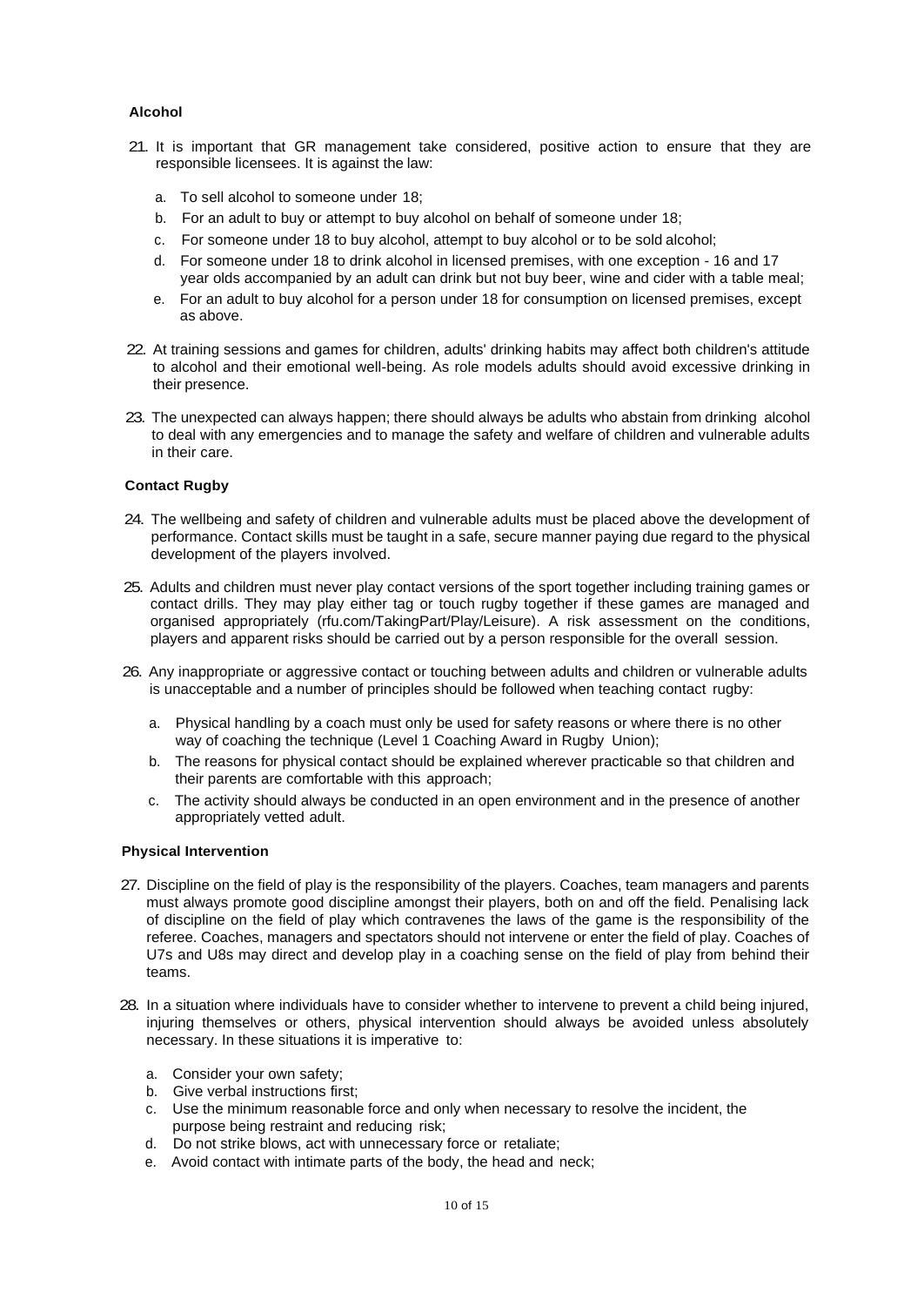**Alcohol**

21. It is important that GR management take considered, positive action to ensure that they are responsible licensees. It is against the law:

    a. To sell alcohol to someone under 18;
    b. For an adult to buy or attempt to buy alcohol on behalf of someone under 18;
    c. For someone under 18 to buy alcohol, attempt to buy alcohol or to be sold alcohol;
    d. For someone under 18 to drink alcohol in licensed premises, with one exception - 16 and 17 year olds accompanied by an adult can drink but not buy beer, wine and cider with a table meal;
    e. For an adult to buy alcohol for a person under 18 for consumption on licensed premises, except as above.

22. At training sessions and games for children, adults' drinking habits may affect both children's attitude to alcohol and their emotional well-being. As role models adults should avoid excessive drinking in their presence.

23. The unexpected can always happen; there should always be adults who abstain from drinking alcohol to deal with any emergencies and to manage the safety and welfare of children and vulnerable adults in their care.

**Contact Rugby**

24. The wellbeing and safety of children and vulnerable adults must be placed above the development of performance. Contact skills must be taught in a safe, secure manner paying due regard to the physical development of the players involved.

25. Adults and children must never play contact versions of the sport together including training games or contact drills. They may play either tag or touch rugby together if these games are managed and organised appropriately (rfu.com/TakingPart/Play/Leisure). A risk assessment on the conditions, players and apparent risks should be carried out by a person responsible for the overall session.

26. Any inappropriate or aggressive contact or touching between adults and children or vulnerable adults is unacceptable and a number of principles should be followed when teaching contact rugby:

    a. Physical handling by a coach must only be used for safety reasons or where there is no other way of coaching the technique (Level 1 Coaching Award in Rugby Union);
    b. The reasons for physical contact should be explained wherever practicable so that children and their parents are comfortable with this approach;
    c. The activity should always be conducted in an open environment and in the presence of another appropriately vetted adult.

**Physical Intervention**

27. Discipline on the field of play is the responsibility of the players. Coaches, team managers and parents must always promote good discipline amongst their players, both on and off the field. Penalising lack of discipline on the field of play which contravenes the laws of the game is the responsibility of the referee. Coaches, managers and spectators should not intervene or enter the field of play. Coaches of U7s and U8s may direct and develop play in a coaching sense on the field of play from behind their teams.

28. In a situation where individuals have to consider whether to intervene to prevent a child being injured, injuring themselves or others, physical intervention should always be avoided unless absolutely necessary. In these situations it is imperative to:

    a. Consider your own safety;
    b. Give verbal instructions first;
    c. Use the minimum reasonable force and only when necessary to resolve the incident, the purpose being restraint and reducing risk;
    d. Do not strike blows, act with unnecessary force or retaliate;
    e. Avoid contact with intimate parts of the body, the head and neck;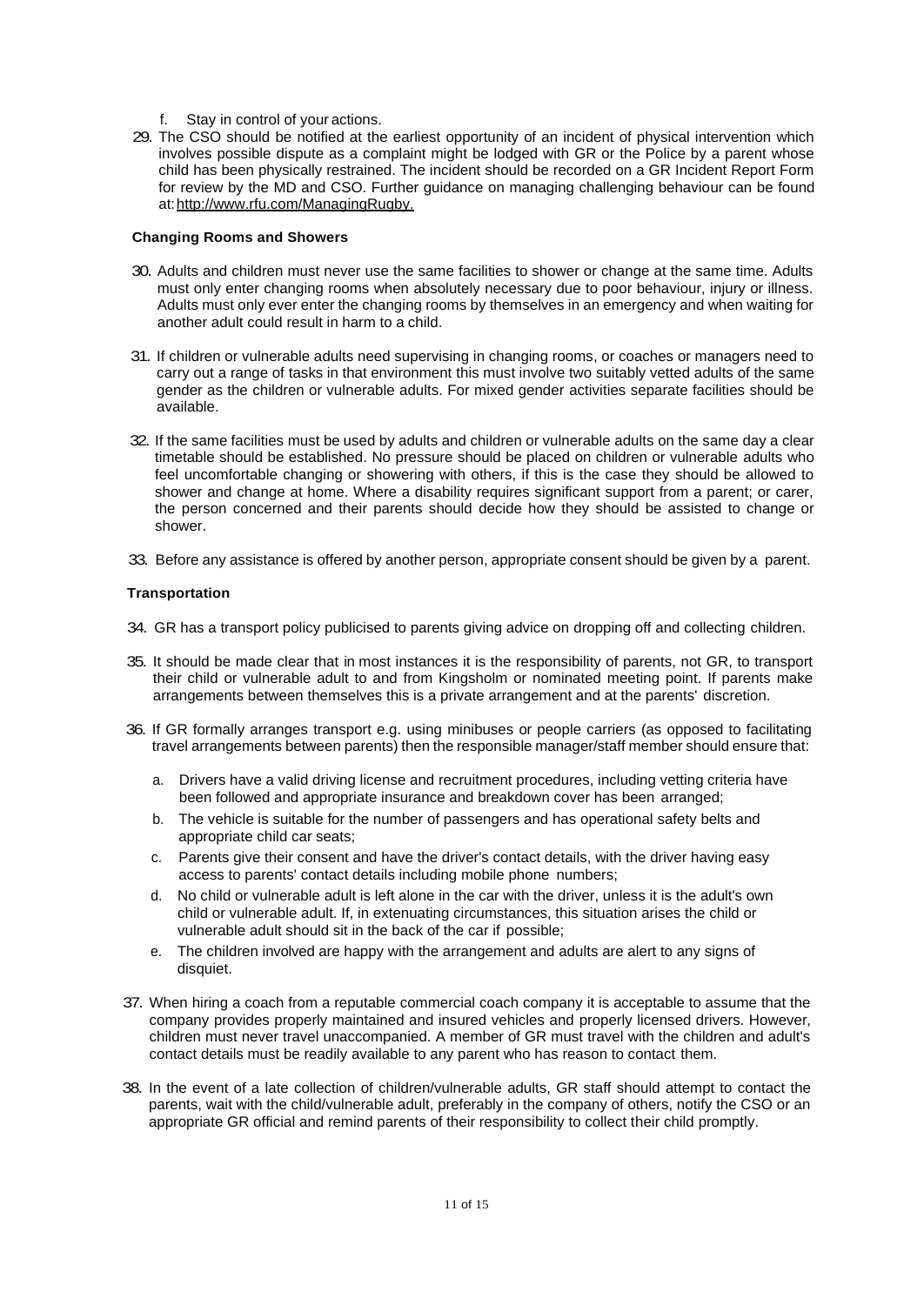f. Stay in control of your actions.

29. The CSO should be notified at the earliest opportunity of an incident of physical intervention which involves possible dispute as a complaint might be lodged with GR or the Police by a parent whose child has been physically restrained. The incident should be recorded on a GR Incident Report Form for review by the MD and CSO. Further guidance on managing challenging behaviour can be found at: http://www.rfu.com/ManagingRugby.

**Changing Rooms and Showers**

30. Adults and children must never use the same facilities to shower or change at the same time. Adults must only enter changing rooms when absolutely necessary due to poor behaviour, injury or illness. Adults must only ever enter the changing rooms by themselves in an emergency and when waiting for another adult could result in harm to a child.

31. If children or vulnerable adults need supervising in changing rooms, or coaches or managers need to carry out a range of tasks in that environment this must involve two suitably vetted adults of the same gender as the children or vulnerable adults. For mixed gender activities separate facilities should be available.

32. If the same facilities must be used by adults and children or vulnerable adults on the same day a clear timetable should be established. No pressure should be placed on children or vulnerable adults who feel uncomfortable changing or showering with others, if this is the case they should be allowed to shower and change at home. Where a disability requires significant support from a parent; or carer, the person concerned and their parents should decide how they should be assisted to change or shower.

33. Before any assistance is offered by another person, appropriate consent should be given by a parent.

**Transportation**

34. GR has a transport policy publicised to parents giving advice on dropping off and collecting children.

35. It should be made clear that in most instances it is the responsibility of parents, not GR, to transport their child or vulnerable adult to and from Kingsholm or nominated meeting point. If parents make arrangements between themselves this is a private arrangement and at the parents' discretion.

36. If GR formally arranges transport e.g. using minibuses or people carriers (as opposed to facilitating travel arrangements between parents) then the responsible manager/staff member should ensure that:

    a. Drivers have a valid driving license and recruitment procedures, including vetting criteria have been followed and appropriate insurance and breakdown cover has been arranged;
    b. The vehicle is suitable for the number of passengers and has operational safety belts and appropriate child car seats;
    c. Parents give their consent and have the driver's contact details, with the driver having easy access to parents' contact details including mobile phone numbers;
    d. No child or vulnerable adult is left alone in the car with the driver, unless it is the adult's own child or vulnerable adult. If, in extenuating circumstances, this situation arises the child or vulnerable adult should sit in the back of the car if possible;
    e. The children involved are happy with the arrangement and adults are alert to any signs of disquiet.

37. When hiring a coach from a reputable commercial coach company it is acceptable to assume that the company provides properly maintained and insured vehicles and properly licensed drivers. However, children must never travel unaccompanied. A member of GR must travel with the children and adult's contact details must be readily available to any parent who has reason to contact them.

38. In the event of a late collection of children/vulnerable adults, GR staff should attempt to contact the parents, wait with the child/vulnerable adult, preferably in the company of others, notify the CSO or an appropriate GR official and remind parents of their responsibility to collect their child promptly.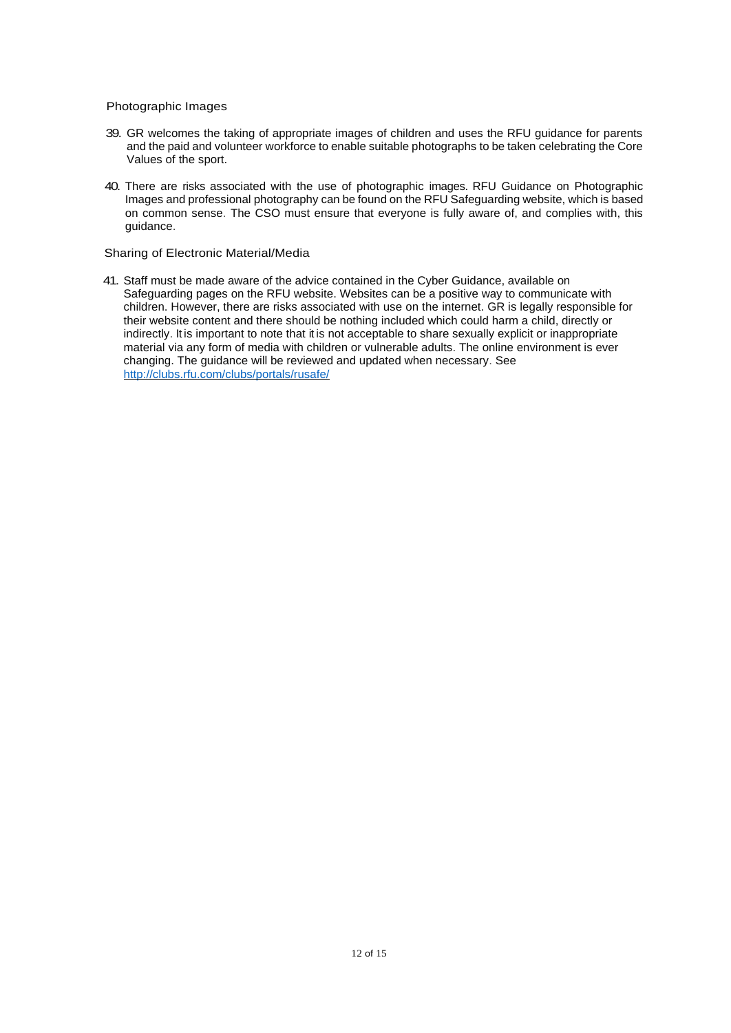### Photographic Images

39. GR welcomes the taking of appropriate images of children and uses the RFU guidance for parents and the paid and volunteer workforce to enable suitable photographs to be taken celebrating the Core Values of the sport.

40. There are risks associated with the use of photographic images. RFU Guidance on Photographic Images and professional photography can be found on the RFU Safeguarding website, which is based on common sense. The CSO must ensure that everyone is fully aware of, and complies with, this guidance.

### Sharing of Electronic Material/Media

41. Staff must be made aware of the advice contained in the Cyber Guidance, available on Safeguarding pages on the RFU website. Websites can be a positive way to communicate with children. However, there are risks associated with use on the internet. GR is legally responsible for their website content and there should be nothing included which could harm a child, directly or indirectly. It is important to note that it is not acceptable to share sexually explicit or inappropriate material via any form of media with children or vulnerable adults. The online environment is ever changing. The guidance will be reviewed and updated when necessary. See [http://clubs.rfu.com/clubs/portals/rusafe/](http://clubs.rfu.com/clubs/portals/rusafe/)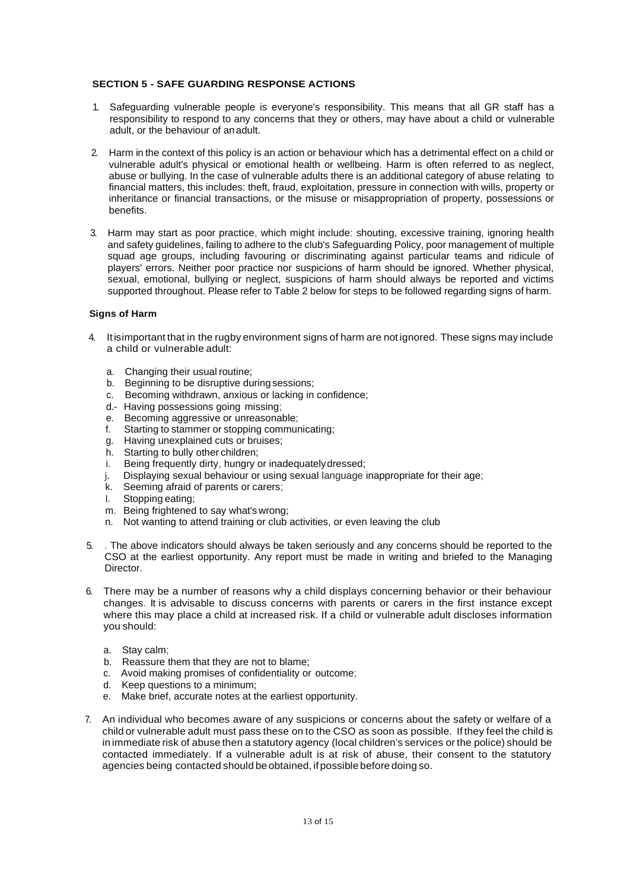## SECTION 5 - SAFE GUARDING RESPONSE ACTIONS

1. Safeguarding vulnerable people is everyone's responsibility. This means that all GR staff has a responsibility to respond to any concerns that they or others, may have about a child or vulnerable adult, or the behaviour of an adult.

2. Harm in the context of this policy is an action or behaviour which has a detrimental effect on a child or vulnerable adult's physical or emotional health or wellbeing. Harm is often referred to as neglect, abuse or bullying. In the case of vulnerable adults there is an additional category of abuse relating to financial matters, this includes: theft, fraud, exploitation, pressure in connection with wills, property or inheritance or financial transactions, or the misuse or misappropriation of property, possessions or benefits.

3. Harm may start as poor practice, which might include: shouting, excessive training, ignoring health and safety guidelines, failing to adhere to the club's Safeguarding Policy, poor management of multiple squad age groups, including favouring or discriminating against particular teams and ridicule of players' errors. Neither poor practice nor suspicions of harm should be ignored. Whether physical, sexual, emotional, bullying or neglect, suspicions of harm should always be reported and victims supported throughout. Please refer to Table 2 below for steps to be followed regarding signs of harm.

**Signs of Harm**

4. It is important that in the rugby environment signs of harm are not ignored. These signs may include a child or vulnerable adult:

   a. Changing their usual routine;
   b. Beginning to be disruptive during sessions;
   c. Becoming withdrawn, anxious or lacking in confidence;
   d.- Having possessions going missing;
   e. Becoming aggressive or unreasonable;
   f. Starting to stammer or stopping communicating;
   g. Having unexplained cuts or bruises;
   h. Starting to bully other children;
   i. Being frequently dirty, hungry or inadequately dressed;
   j. Displaying sexual behaviour or using sexual language inappropriate for their age;
   k. Seeming afraid of parents or carers;
   l. Stopping eating;
   m. Being frightened to say what's wrong;
   n. Not wanting to attend training or club activities, or even leaving the club

5. . The above indicators should always be taken seriously and any concerns should be reported to the CSO at the earliest opportunity. Any report must be made in writing and briefed to the Managing Director.

6. There may be a number of reasons why a child displays concerning behavior or their behaviour changes. It is advisable to discuss concerns with parents or carers in the first instance except where this may place a child at increased risk. If a child or vulnerable adult discloses information you should:

   a. Stay calm;
   b. Reassure them that they are not to blame;
   c. Avoid making promises of confidentiality or outcome;
   d. Keep questions to a minimum;
   e. Make brief, accurate notes at the earliest opportunity.

7. An individual who becomes aware of any suspicions or concerns about the safety or welfare of a child or vulnerable adult must pass these on to the CSO as soon as possible. If they feel the child is in immediate risk of abuse then a statutory agency (local children's services or the police) should be contacted immediately. If a vulnerable adult is at risk of abuse, their consent to the statutory agencies being contacted should be obtained, if possible before doing so.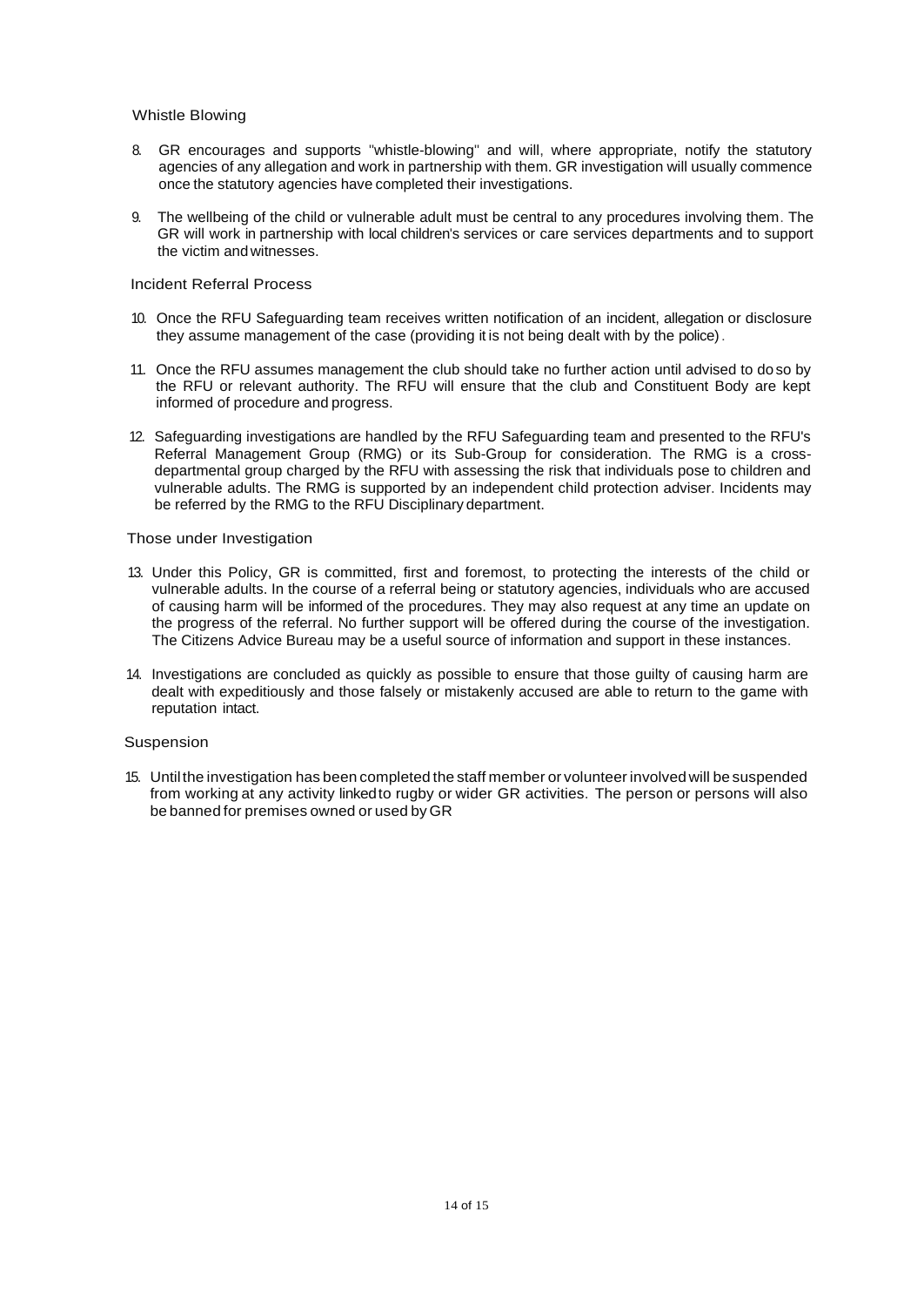### Whistle Blowing

8. GR encourages and supports "whistle-blowing" and will, where appropriate, notify the statutory agencies of any allegation and work in partnership with them. GR investigation will usually commence once the statutory agencies have completed their investigations.

9. The wellbeing of the child or vulnerable adult must be central to any procedures involving them. The GR will work in partnership with local children's services or care services departments and to support the victim and witnesses.

### Incident Referral Process

10. Once the RFU Safeguarding team receives written notification of an incident, allegation or disclosure they assume management of the case (providing it is not being dealt with by the police).

11. Once the RFU assumes management the club should take no further action until advised to do so by the RFU or relevant authority. The RFU will ensure that the club and Constituent Body are kept informed of procedure and progress.

12. Safeguarding investigations are handled by the RFU Safeguarding team and presented to the RFU's Referral Management Group (RMG) or its Sub-Group for consideration. The RMG is a cross-departmental group charged by the RFU with assessing the risk that individuals pose to children and vulnerable adults. The RMG is supported by an independent child protection adviser. Incidents may be referred by the RMG to the RFU Disciplinary department.

### Those under Investigation

13. Under this Policy, GR is committed, first and foremost, to protecting the interests of the child or vulnerable adults. In the course of a referral being or statutory agencies, individuals who are accused of causing harm will be informed of the procedures. They may also request at any time an update on the progress of the referral. No further support will be offered during the course of the investigation. The Citizens Advice Bureau may be a useful source of information and support in these instances.

14. Investigations are concluded as quickly as possible to ensure that those guilty of causing harm are dealt with expeditiously and those falsely or mistakenly accused are able to return to the game with reputation intact.

### Suspension

15. Until the investigation has been completed the staff member or volunteer involved will be suspended from working at any activity linked to rugby or wider GR activities. The person or persons will also be banned for premises owned or used by GR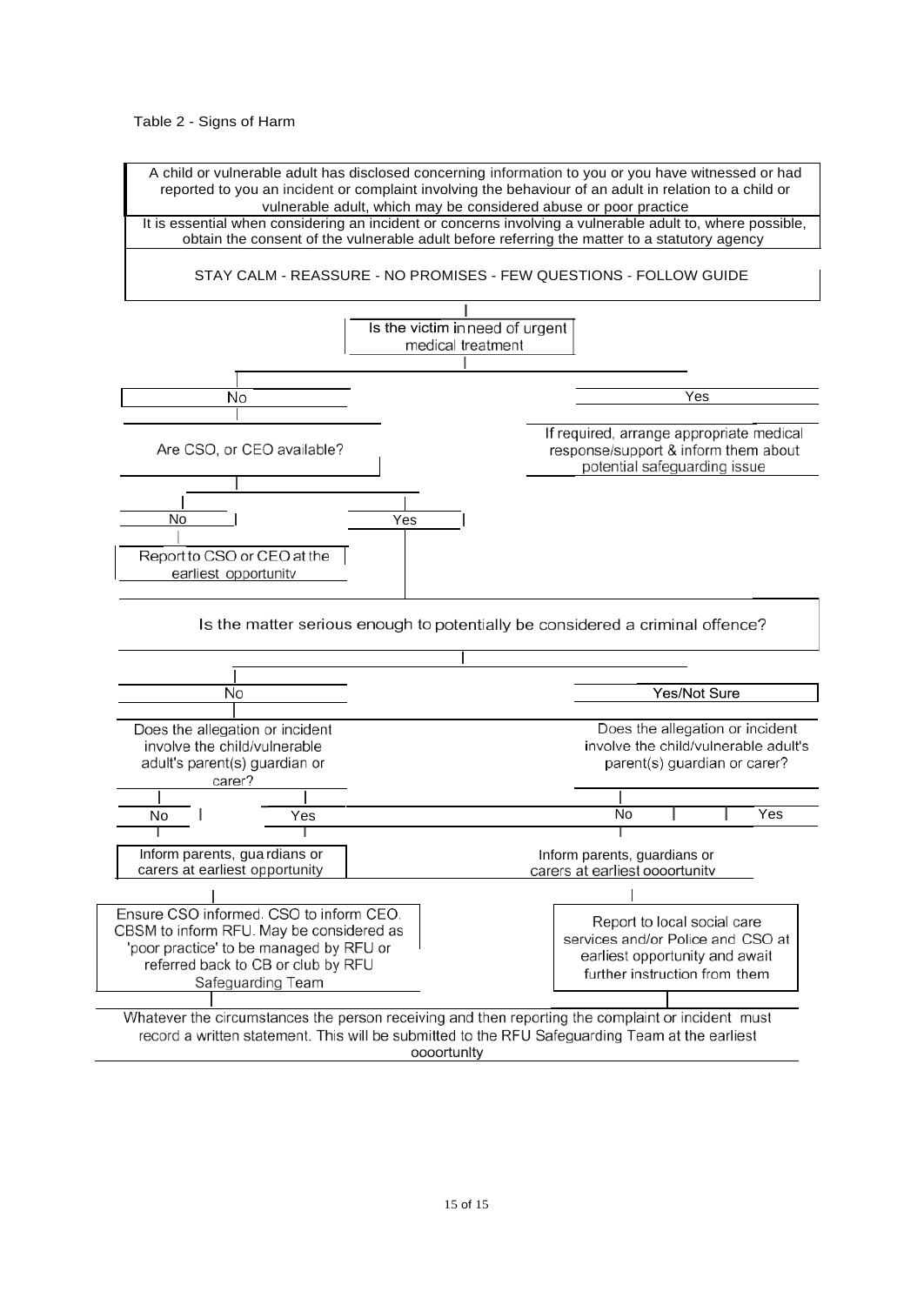Table 2 - Signs of Harm

A child or vulnerable adult has disclosed concerning information to you or you have witnessed or had reported to you an incident or complaint involving the behaviour of an adult in relation to a child or vulnerable adult, which may be considered abuse or poor practice

It is essential when considering an incident or concerns involving a vulnerable adult to, where possible, obtain the consent of the vulnerable adult before referring the matter to a statutory agency

STAY CALM - REASSURE - NO PROMISES - FEW QUESTIONS - FOLLOW GUIDE

Is the victim in need of urgent medical treatment

- **No**
  - Are CSO, or CEO available?
    - **No** – Report to CSO or CEO at the earliest opportunitv
    - **Yes**
- **Yes**
  - If required, arrange appropriate medical response/support & inform them about potential safeguarding issue

Is the matter serious enough to potentially be considered a criminal offence?

- **No**
  - Does the allegation or incident involve the child/vulnerable adult's parent(s) guardian or carer?
    - **No** – Inform parents, gua rdians or carers at earliest opportunity
    - **Yes**
    - Ensure CSO informed. CSO to inform CEO. CBSM to inform RFU. May be considered as 'poor practice' to be managed by RFU or referred back to CB or club by RFU Safeguarding Team
- **Yes/Not Sure**
  - Does the allegation or incident involve the child/vulnerable adult's parent(s) guardian or carer?
    - **No** – Inform parents, guardians or carers at earliest oooortunitv
    - **Yes**
    - Report to local social care services and/or Police and CSO at earliest opportunity and await further instruction from them

Whatever the circumstances the person receiving and then reporting the complaint or incident must record a written statement. This will be submitted to the RFU Safeguarding Team at the earliest oooortunlty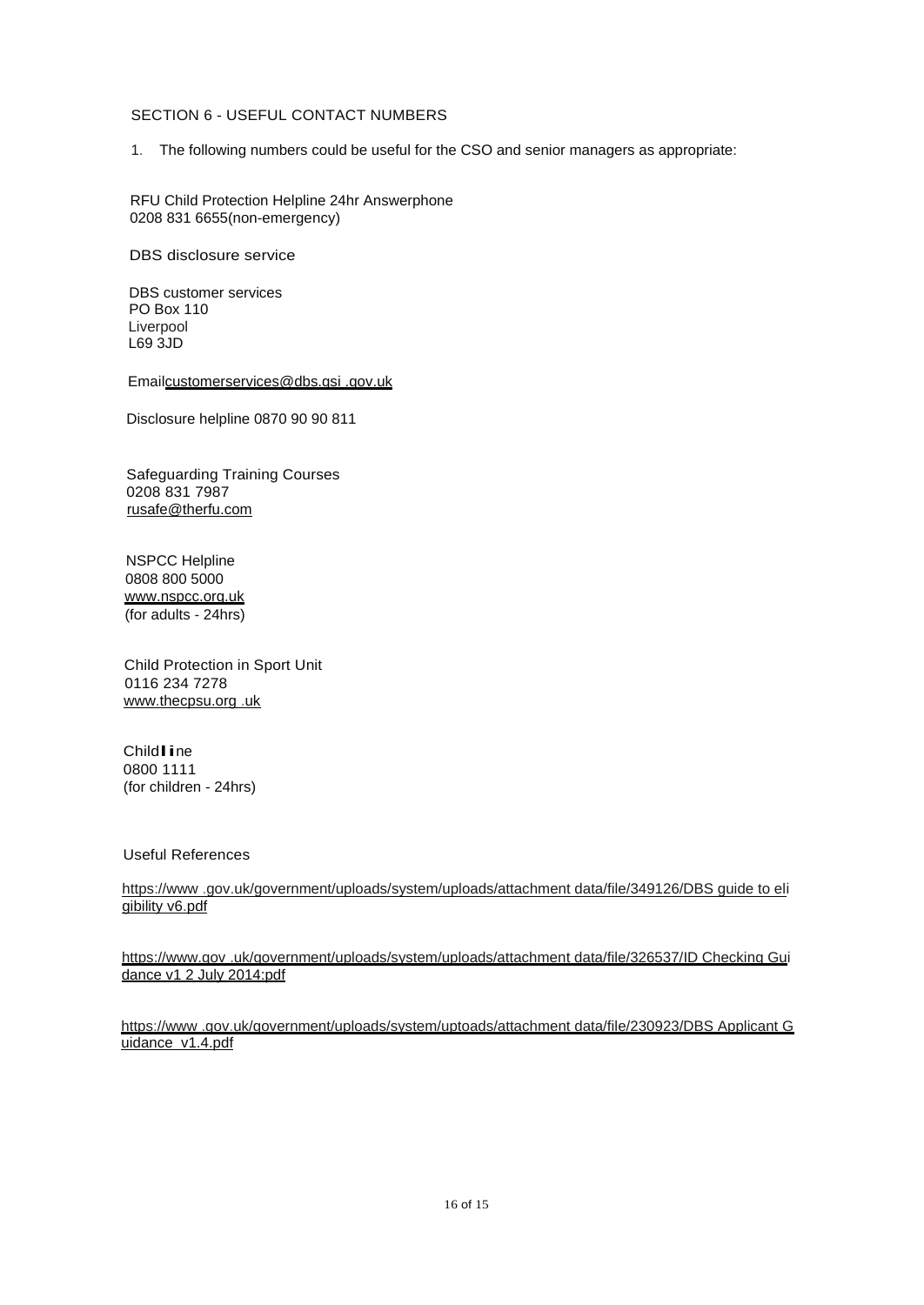## SECTION 6 - USEFUL CONTACT NUMBERS

1. The following numbers could be useful for the CSO and senior managers as appropriate:

RFU Child Protection Helpline 24hr Answerphone
0208 831 6655(non-emergency)

DBS disclosure service

DBS customer services
PO Box 110
Liverpool
L69 3JD

Emailcustomerservices@dbs.gsi .gov.uk

Disclosure helpline 0870 90 90 811

Safeguarding Training Courses
0208 831 7987
rusafe@therfu.com

NSPCC Helpline
0808 800 5000
www.nspcc.org.uk
(for adults - 24hrs)

Child Protection in Sport Unit
0116 234 7278
www.thecpsu.org .uk

Childline
0800 1111
(for children - 24hrs)

Useful References

https://www .gov.uk/government/uploads/system/uploads/attachment data/file/349126/DBS guide to eligibility v6.pdf

https://www.gov .uk/government/uploads/system/uploads/attachment data/file/326537/ID Checking Guidance v1 2 July 2014:pdf

https://www .gov.uk/government/uploads/system/uptoads/attachment data/file/230923/DBS Applicant Guidance v1.4.pdf